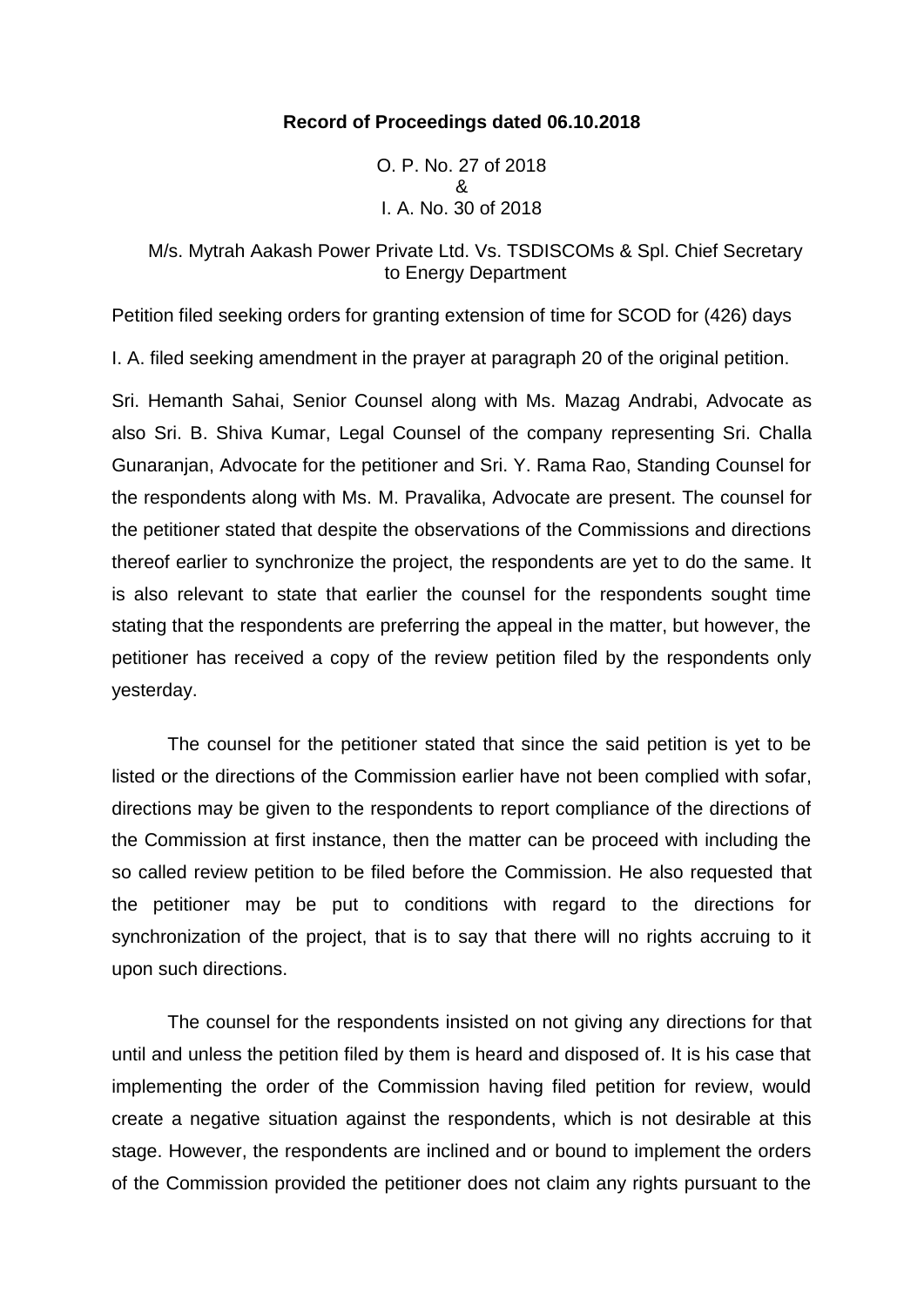**Record of Proceedings dated 06.10.2018**

O. P. No. 27 of 2018
&
I. A. No. 30 of 2018

M/s. Mytrah Aakash Power Private Ltd. Vs. TSDISCOMs & Spl. Chief Secretary to Energy Department

Petition filed seeking orders for granting extension of time for SCOD for (426) days

I. A. filed seeking amendment in the prayer at paragraph 20 of the original petition.

Sri. Hemanth Sahai, Senior Counsel along with Ms. Mazag Andrabi, Advocate as also Sri. B. Shiva Kumar, Legal Counsel of the company representing Sri. Challa Gunaranjan, Advocate for the petitioner and Sri. Y. Rama Rao, Standing Counsel for the respondents along with Ms. M. Pravalika, Advocate are present. The counsel for the petitioner stated that despite the observations of the Commissions and directions thereof earlier to synchronize the project, the respondents are yet to do the same. It is also relevant to state that earlier the counsel for the respondents sought time stating that the respondents are preferring the appeal in the matter, but however, the petitioner has received a copy of the review petition filed by the respondents only yesterday.

The counsel for the petitioner stated that since the said petition is yet to be listed or the directions of the Commission earlier have not been complied with sofar, directions may be given to the respondents to report compliance of the directions of the Commission at first instance, then the matter can be proceed with including the so called review petition to be filed before the Commission. He also requested that the petitioner may be put to conditions with regard to the directions for synchronization of the project, that is to say that there will no rights accruing to it upon such directions.

The counsel for the respondents insisted on not giving any directions for that until and unless the petition filed by them is heard and disposed of. It is his case that implementing the order of the Commission having filed petition for review, would create a negative situation against the respondents, which is not desirable at this stage. However, the respondents are inclined and or bound to implement the orders of the Commission provided the petitioner does not claim any rights pursuant to the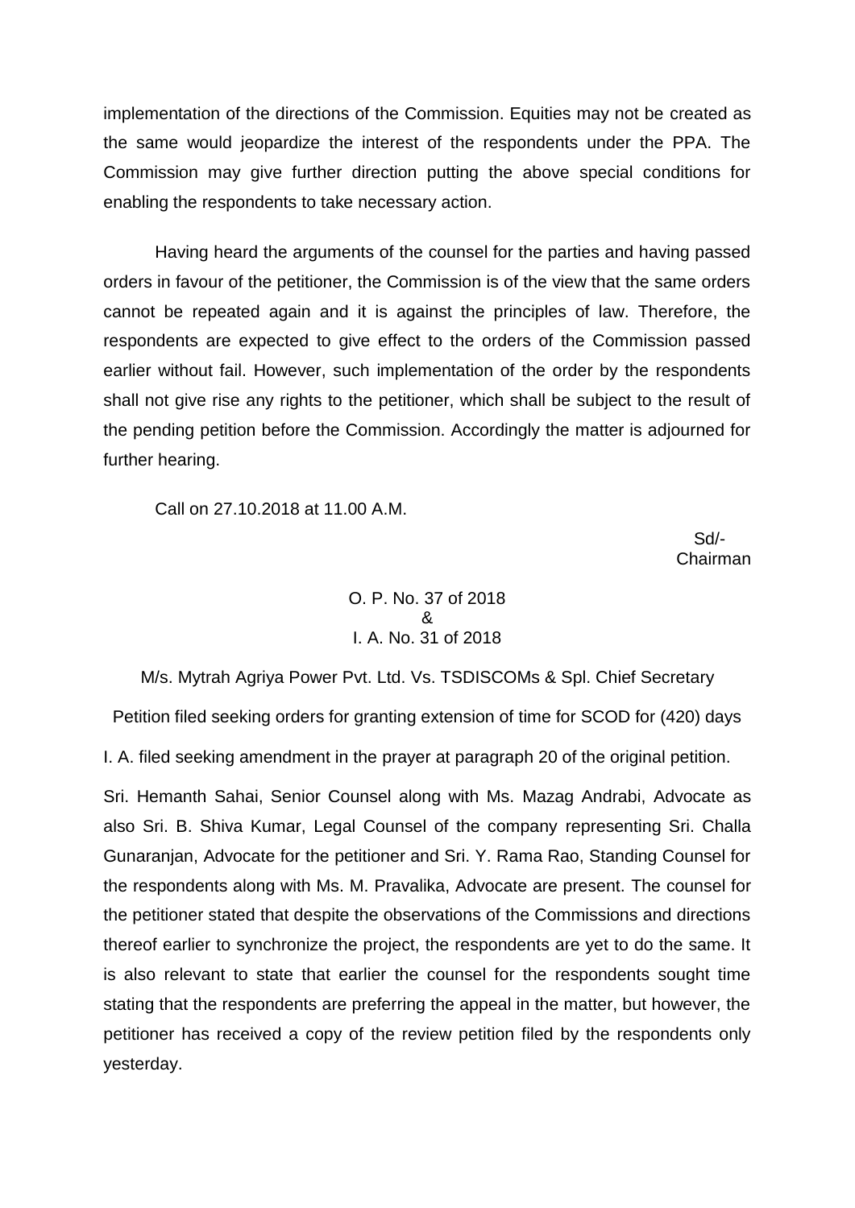implementation of the directions of the Commission. Equities may not be created as the same would jeopardize the interest of the respondents under the PPA. The Commission may give further direction putting the above special conditions for enabling the respondents to take necessary action.

Having heard the arguments of the counsel for the parties and having passed orders in favour of the petitioner, the Commission is of the view that the same orders cannot be repeated again and it is against the principles of law. Therefore, the respondents are expected to give effect to the orders of the Commission passed earlier without fail. However, such implementation of the order by the respondents shall not give rise any rights to the petitioner, which shall be subject to the result of the pending petition before the Commission. Accordingly the matter is adjourned for further hearing.

Call on 27.10.2018 at 11.00 A.M.

Sd/-
Chairman

O. P. No. 37 of 2018
&
I. A. No. 31 of 2018

M/s. Mytrah Agriya Power Pvt. Ltd. Vs. TSDISCOMs & Spl. Chief Secretary

Petition filed seeking orders for granting extension of time for SCOD for (420) days

I. A. filed seeking amendment in the prayer at paragraph 20 of the original petition.

Sri. Hemanth Sahai, Senior Counsel along with Ms. Mazag Andrabi, Advocate as also Sri. B. Shiva Kumar, Legal Counsel of the company representing Sri. Challa Gunaranjan, Advocate for the petitioner and Sri. Y. Rama Rao, Standing Counsel for the respondents along with Ms. M. Pravalika, Advocate are present. The counsel for the petitioner stated that despite the observations of the Commissions and directions thereof earlier to synchronize the project, the respondents are yet to do the same. It is also relevant to state that earlier the counsel for the respondents sought time stating that the respondents are preferring the appeal in the matter, but however, the petitioner has received a copy of the review petition filed by the respondents only yesterday.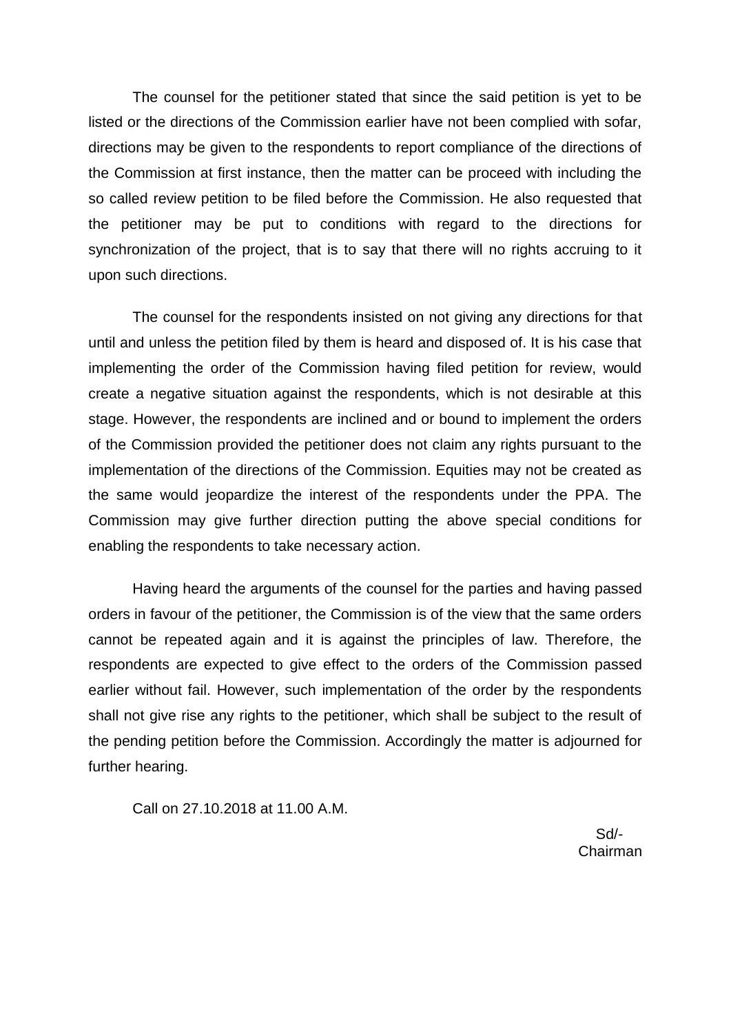The counsel for the petitioner stated that since the said petition is yet to be listed or the directions of the Commission earlier have not been complied with sofar, directions may be given to the respondents to report compliance of the directions of the Commission at first instance, then the matter can be proceed with including the so called review petition to be filed before the Commission. He also requested that the petitioner may be put to conditions with regard to the directions for synchronization of the project, that is to say that there will no rights accruing to it upon such directions.

The counsel for the respondents insisted on not giving any directions for that until and unless the petition filed by them is heard and disposed of. It is his case that implementing the order of the Commission having filed petition for review, would create a negative situation against the respondents, which is not desirable at this stage. However, the respondents are inclined and or bound to implement the orders of the Commission provided the petitioner does not claim any rights pursuant to the implementation of the directions of the Commission. Equities may not be created as the same would jeopardize the interest of the respondents under the PPA. The Commission may give further direction putting the above special conditions for enabling the respondents to take necessary action.

Having heard the arguments of the counsel for the parties and having passed orders in favour of the petitioner, the Commission is of the view that the same orders cannot be repeated again and it is against the principles of law. Therefore, the respondents are expected to give effect to the orders of the Commission passed earlier without fail. However, such implementation of the order by the respondents shall not give rise any rights to the petitioner, which shall be subject to the result of the pending petition before the Commission. Accordingly the matter is adjourned for further hearing.

Call on 27.10.2018 at 11.00 A.M.

Sd/-
Chairman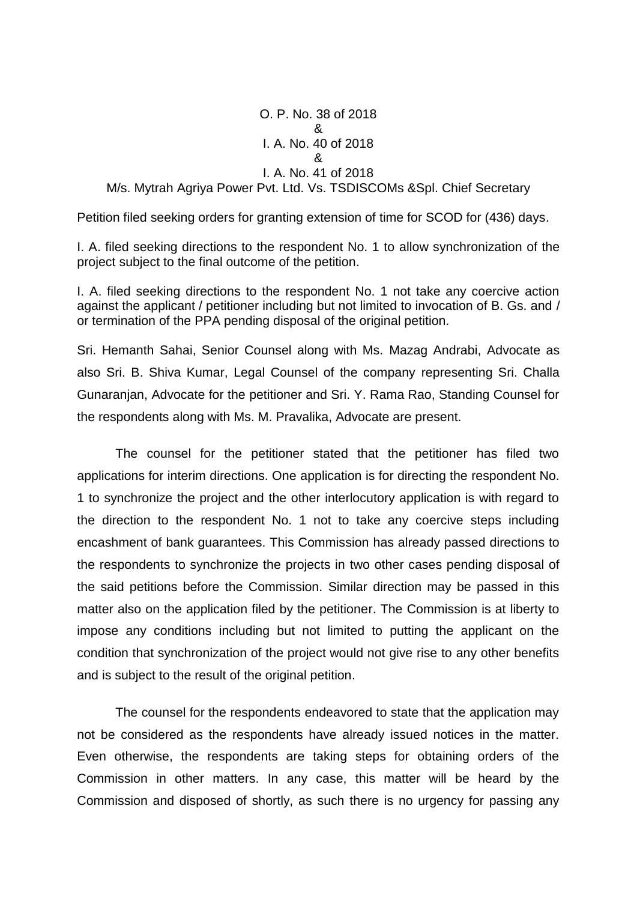O. P. No. 38 of 2018
&
I. A. No. 40 of 2018
&
I. A. No. 41 of 2018
M/s. Mytrah Agriya Power Pvt. Ltd. Vs. TSDISCOMs &Spl. Chief Secretary

Petition filed seeking orders for granting extension of time for SCOD for (436) days.

I. A. filed seeking directions to the respondent No. 1 to allow synchronization of the project subject to the final outcome of the petition.

I. A. filed seeking directions to the respondent No. 1 not take any coercive action against the applicant / petitioner including but not limited to invocation of B. Gs. and / or termination of the PPA pending disposal of the original petition.

Sri. Hemanth Sahai, Senior Counsel along with Ms. Mazag Andrabi, Advocate as also Sri. B. Shiva Kumar, Legal Counsel of the company representing Sri. Challa Gunaranjan, Advocate for the petitioner and Sri. Y. Rama Rao, Standing Counsel for the respondents along with Ms. M. Pravalika, Advocate are present.

The counsel for the petitioner stated that the petitioner has filed two applications for interim directions. One application is for directing the respondent No. 1 to synchronize the project and the other interlocutory application is with regard to the direction to the respondent No. 1 not to take any coercive steps including encashment of bank guarantees. This Commission has already passed directions to the respondents to synchronize the projects in two other cases pending disposal of the said petitions before the Commission. Similar direction may be passed in this matter also on the application filed by the petitioner. The Commission is at liberty to impose any conditions including but not limited to putting the applicant on the condition that synchronization of the project would not give rise to any other benefits and is subject to the result of the original petition.

The counsel for the respondents endeavored to state that the application may not be considered as the respondents have already issued notices in the matter. Even otherwise, the respondents are taking steps for obtaining orders of the Commission in other matters. In any case, this matter will be heard by the Commission and disposed of shortly, as such there is no urgency for passing any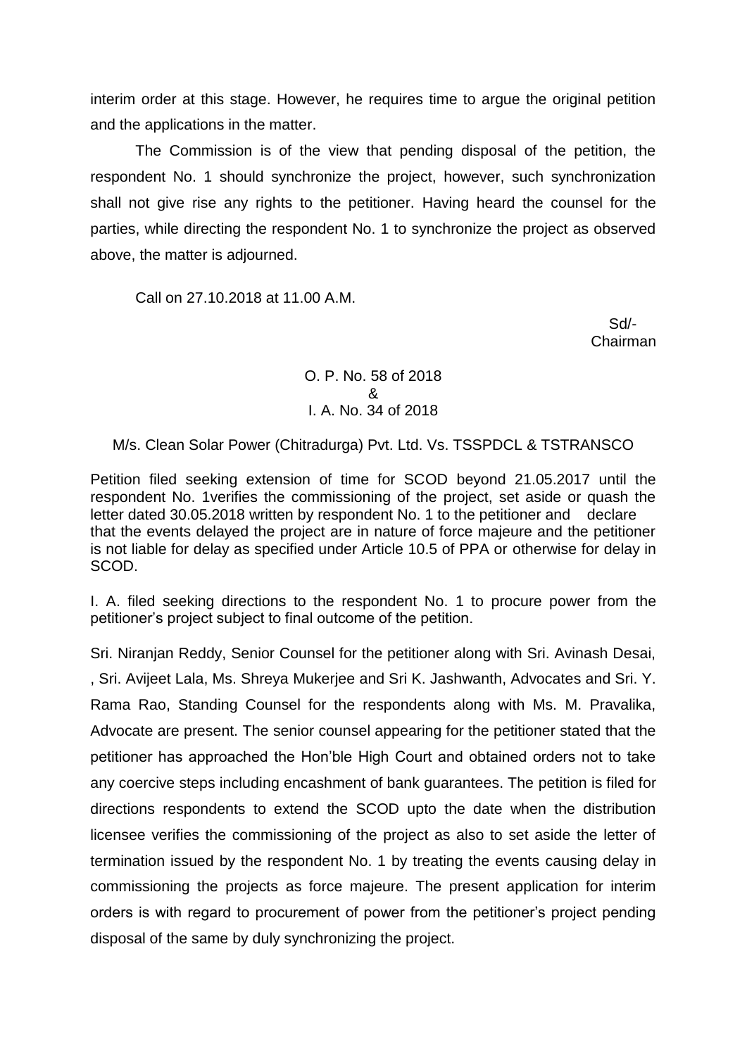interim order at this stage. However, he requires time to argue the original petition and the applications in the matter.

The Commission is of the view that pending disposal of the petition, the respondent No. 1 should synchronize the project, however, such synchronization shall not give rise any rights to the petitioner. Having heard the counsel for the parties, while directing the respondent No. 1 to synchronize the project as observed above, the matter is adjourned.

Call on 27.10.2018 at 11.00 A.M.

Sd/-
Chairman

O. P. No. 58 of 2018
&
I. A. No. 34 of 2018

M/s. Clean Solar Power (Chitradurga) Pvt. Ltd. Vs. TSSPDCL & TSTRANSCO

Petition filed seeking extension of time for SCOD beyond 21.05.2017 until the respondent No. 1verifies the commissioning of the project, set aside or quash the letter dated 30.05.2018 written by respondent No. 1 to the petitioner and declare that the events delayed the project are in nature of force majeure and the petitioner is not liable for delay as specified under Article 10.5 of PPA or otherwise for delay in SCOD.

I. A. filed seeking directions to the respondent No. 1 to procure power from the petitioner's project subject to final outcome of the petition.

Sri. Niranjan Reddy, Senior Counsel for the petitioner along with Sri. Avinash Desai, , Sri. Avijeet Lala, Ms. Shreya Mukerjee and Sri K. Jashwanth, Advocates and Sri. Y. Rama Rao, Standing Counsel for the respondents along with Ms. M. Pravalika, Advocate are present. The senior counsel appearing for the petitioner stated that the petitioner has approached the Hon'ble High Court and obtained orders not to take any coercive steps including encashment of bank guarantees. The petition is filed for directions respondents to extend the SCOD upto the date when the distribution licensee verifies the commissioning of the project as also to set aside the letter of termination issued by the respondent No. 1 by treating the events causing delay in commissioning the projects as force majeure. The present application for interim orders is with regard to procurement of power from the petitioner's project pending disposal of the same by duly synchronizing the project.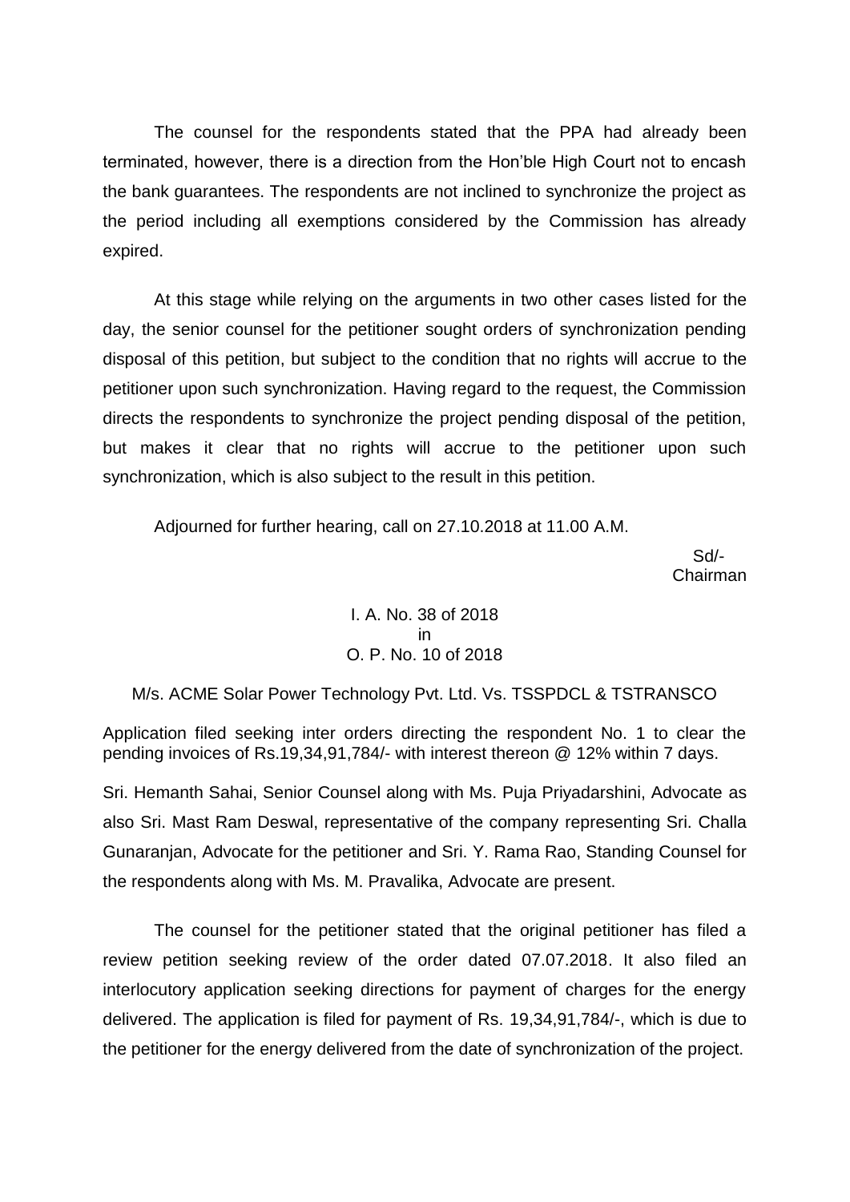The counsel for the respondents stated that the PPA had already been terminated, however, there is a direction from the Hon'ble High Court not to encash the bank guarantees. The respondents are not inclined to synchronize the project as the period including all exemptions considered by the Commission has already expired.

At this stage while relying on the arguments in two other cases listed for the day, the senior counsel for the petitioner sought orders of synchronization pending disposal of this petition, but subject to the condition that no rights will accrue to the petitioner upon such synchronization. Having regard to the request, the Commission directs the respondents to synchronize the project pending disposal of the petition, but makes it clear that no rights will accrue to the petitioner upon such synchronization, which is also subject to the result in this petition.

Adjourned for further hearing, call on 27.10.2018 at 11.00 A.M.

Sd/-
Chairman

I. A. No. 38 of 2018
in
O. P. No. 10 of 2018

M/s. ACME Solar Power Technology Pvt. Ltd. Vs. TSSPDCL & TSTRANSCO

Application filed seeking inter orders directing the respondent No. 1 to clear the pending invoices of Rs.19,34,91,784/- with interest thereon @ 12% within 7 days.

Sri. Hemanth Sahai, Senior Counsel along with Ms. Puja Priyadarshini, Advocate as also Sri. Mast Ram Deswal, representative of the company representing Sri. Challa Gunaranjan, Advocate for the petitioner and Sri. Y. Rama Rao, Standing Counsel for the respondents along with Ms. M. Pravalika, Advocate are present.

The counsel for the petitioner stated that the original petitioner has filed a review petition seeking review of the order dated 07.07.2018. It also filed an interlocutory application seeking directions for payment of charges for the energy delivered. The application is filed for payment of Rs. 19,34,91,784/-, which is due to the petitioner for the energy delivered from the date of synchronization of the project.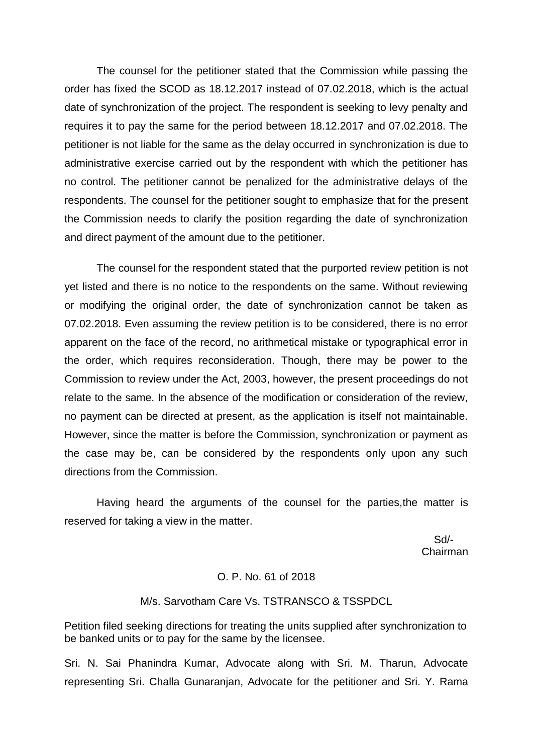The counsel for the petitioner stated that the Commission while passing the order has fixed the SCOD as 18.12.2017 instead of 07.02.2018, which is the actual date of synchronization of the project. The respondent is seeking to levy penalty and requires it to pay the same for the period between 18.12.2017 and 07.02.2018. The petitioner is not liable for the same as the delay occurred in synchronization is due to administrative exercise carried out by the respondent with which the petitioner has no control. The petitioner cannot be penalized for the administrative delays of the respondents. The counsel for the petitioner sought to emphasize that for the present the Commission needs to clarify the position regarding the date of synchronization and direct payment of the amount due to the petitioner.

The counsel for the respondent stated that the purported review petition is not yet listed and there is no notice to the respondents on the same. Without reviewing or modifying the original order, the date of synchronization cannot be taken as 07.02.2018. Even assuming the review petition is to be considered, there is no error apparent on the face of the record, no arithmetical mistake or typographical error in the order, which requires reconsideration. Though, there may be power to the Commission to review under the Act, 2003, however, the present proceedings do not relate to the same. In the absence of the modification or consideration of the review, no payment can be directed at present, as the application is itself not maintainable. However, since the matter is before the Commission, synchronization or payment as the case may be, can be considered by the respondents only upon any such directions from the Commission.

Having heard the arguments of the counsel for the parties,the matter is reserved for taking a view in the matter.

Sd/-
Chairman

O. P. No. 61 of 2018

M/s. Sarvotham Care Vs. TSTRANSCO & TSSPDCL

Petition filed seeking directions for treating the units supplied after synchronization to be banked units or to pay for the same by the licensee.

Sri. N. Sai Phanindra Kumar, Advocate along with Sri. M. Tharun, Advocate representing Sri. Challa Gunaranjan, Advocate for the petitioner and Sri. Y. Rama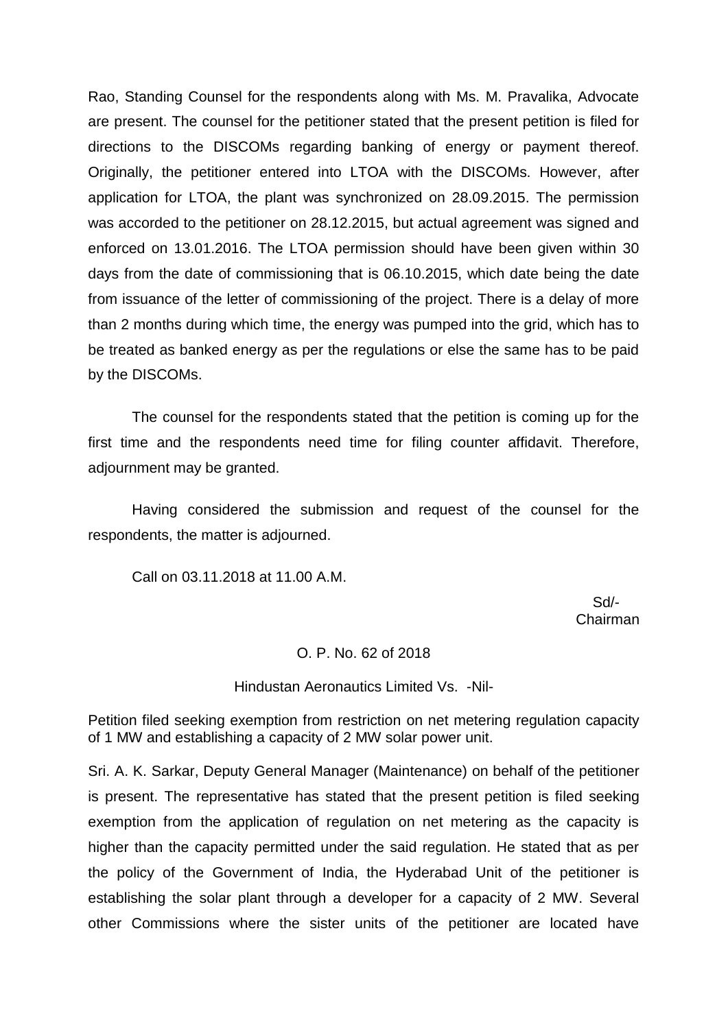Rao, Standing Counsel for the respondents along with Ms. M. Pravalika, Advocate are present. The counsel for the petitioner stated that the present petition is filed for directions to the DISCOMs regarding banking of energy or payment thereof. Originally, the petitioner entered into LTOA with the DISCOMs. However, after application for LTOA, the plant was synchronized on 28.09.2015. The permission was accorded to the petitioner on 28.12.2015, but actual agreement was signed and enforced on 13.01.2016. The LTOA permission should have been given within 30 days from the date of commissioning that is 06.10.2015, which date being the date from issuance of the letter of commissioning of the project. There is a delay of more than 2 months during which time, the energy was pumped into the grid, which has to be treated as banked energy as per the regulations or else the same has to be paid by the DISCOMs.

The counsel for the respondents stated that the petition is coming up for the first time and the respondents need time for filing counter affidavit. Therefore, adjournment may be granted.

Having considered the submission and request of the counsel for the respondents, the matter is adjourned.

Call on 03.11.2018 at 11.00 A.M.

Sd/-
Chairman

O. P. No. 62 of 2018

Hindustan Aeronautics Limited Vs. -Nil-

Petition filed seeking exemption from restriction on net metering regulation capacity of 1 MW and establishing a capacity of 2 MW solar power unit.

Sri. A. K. Sarkar, Deputy General Manager (Maintenance) on behalf of the petitioner is present. The representative has stated that the present petition is filed seeking exemption from the application of regulation on net metering as the capacity is higher than the capacity permitted under the said regulation. He stated that as per the policy of the Government of India, the Hyderabad Unit of the petitioner is establishing the solar plant through a developer for a capacity of 2 MW. Several other Commissions where the sister units of the petitioner are located have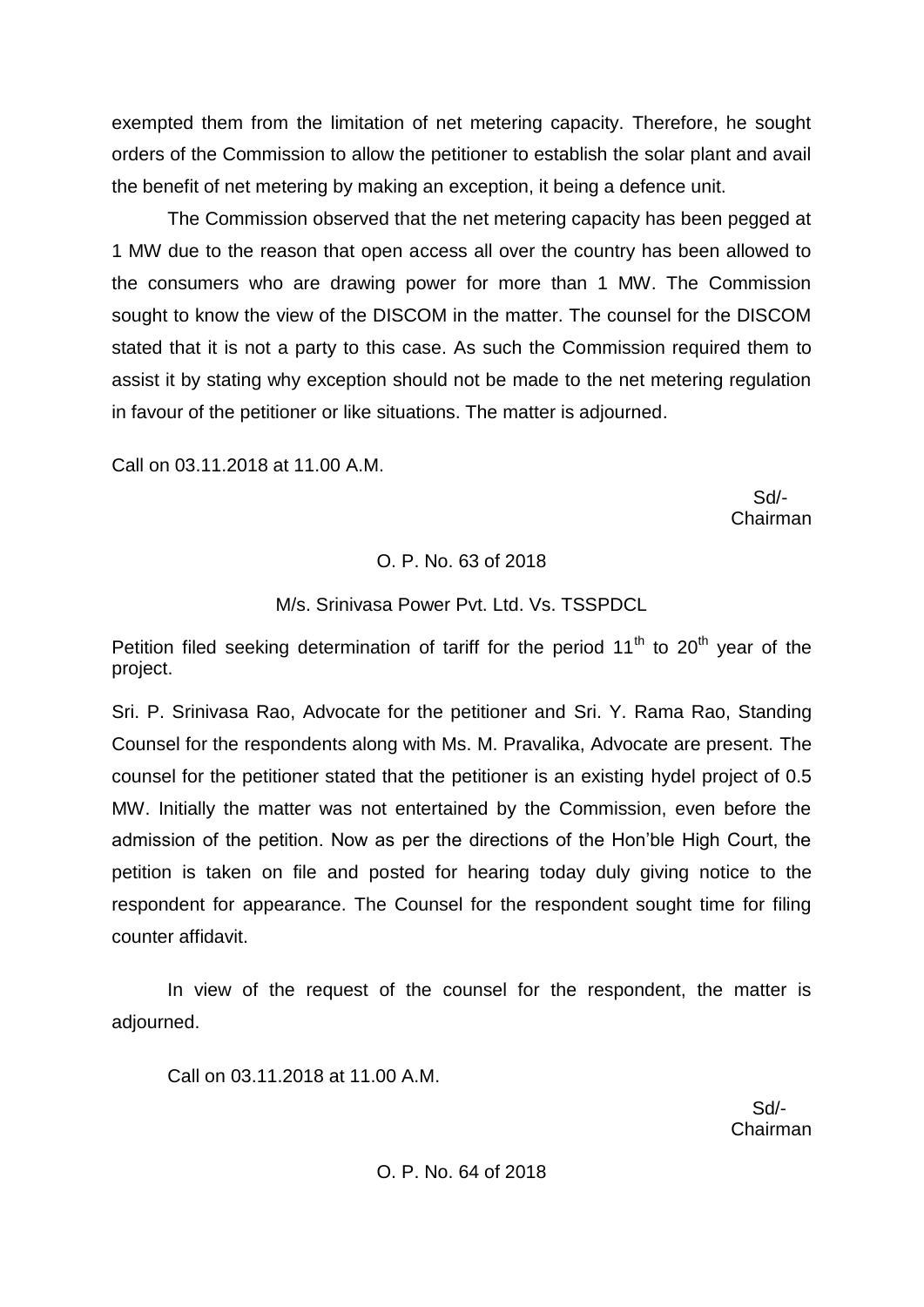exempted them from the limitation of net metering capacity. Therefore, he sought orders of the Commission to allow the petitioner to establish the solar plant and avail the benefit of net metering by making an exception, it being a defence unit.

The Commission observed that the net metering capacity has been pegged at 1 MW due to the reason that open access all over the country has been allowed to the consumers who are drawing power for more than 1 MW. The Commission sought to know the view of the DISCOM in the matter. The counsel for the DISCOM stated that it is not a party to this case. As such the Commission required them to assist it by stating why exception should not be made to the net metering regulation in favour of the petitioner or like situations. The matter is adjourned.

Call on 03.11.2018 at 11.00 A.M.

Sd/-
Chairman

O. P. No. 63 of 2018

M/s. Srinivasa Power Pvt. Ltd. Vs. TSSPDCL

Petition filed seeking determination of tariff for the period 11th to 20th year of the project.

Sri. P. Srinivasa Rao, Advocate for the petitioner and Sri. Y. Rama Rao, Standing Counsel for the respondents along with Ms. M. Pravalika, Advocate are present. The counsel for the petitioner stated that the petitioner is an existing hydel project of 0.5 MW. Initially the matter was not entertained by the Commission, even before the admission of the petition. Now as per the directions of the Hon'ble High Court, the petition is taken on file and posted for hearing today duly giving notice to the respondent for appearance. The Counsel for the respondent sought time for filing counter affidavit.

In view of the request of the counsel for the respondent, the matter is adjourned.

Call on 03.11.2018 at 11.00 A.M.

Sd/-
Chairman

O. P. No. 64 of 2018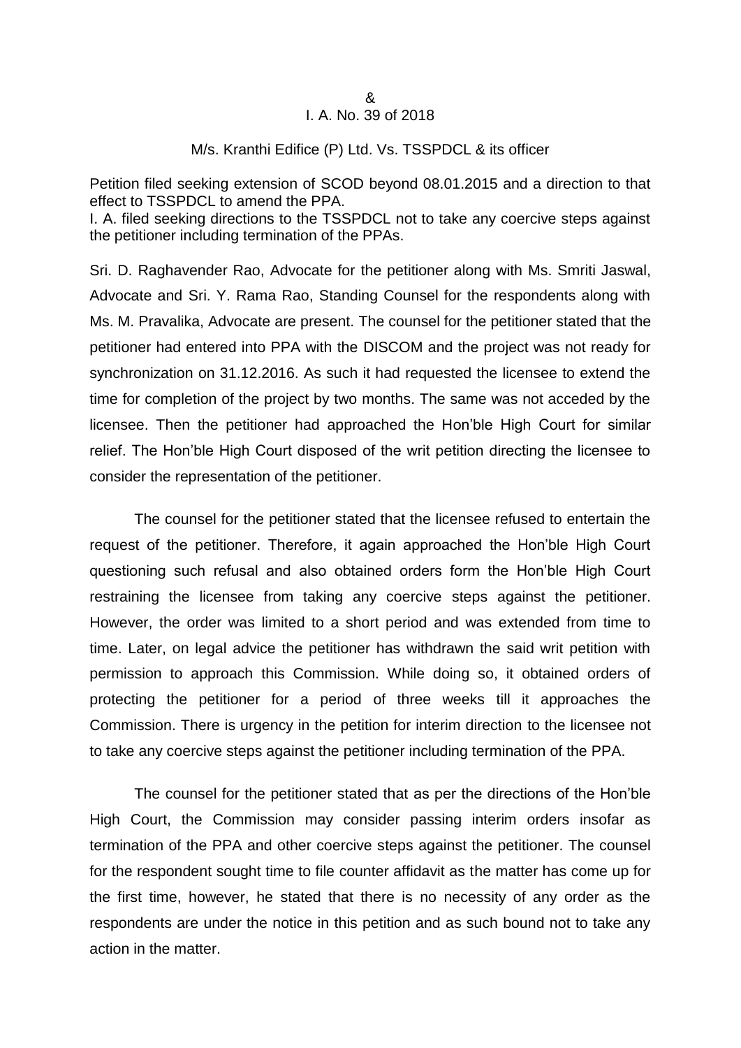&
I. A. No. 39 of 2018

M/s. Kranthi Edifice (P) Ltd. Vs. TSSPDCL & its officer

Petition filed seeking extension of SCOD beyond 08.01.2015 and a direction to that effect to TSSPDCL to amend the PPA.
I. A. filed seeking directions to the TSSPDCL not to take any coercive steps against the petitioner including termination of the PPAs.

Sri. D. Raghavender Rao, Advocate for the petitioner along with Ms. Smriti Jaswal, Advocate and Sri. Y. Rama Rao, Standing Counsel for the respondents along with Ms. M. Pravalika, Advocate are present. The counsel for the petitioner stated that the petitioner had entered into PPA with the DISCOM and the project was not ready for synchronization on 31.12.2016. As such it had requested the licensee to extend the time for completion of the project by two months. The same was not acceded by the licensee. Then the petitioner had approached the Hon'ble High Court for similar relief. The Hon'ble High Court disposed of the writ petition directing the licensee to consider the representation of the petitioner.

The counsel for the petitioner stated that the licensee refused to entertain the request of the petitioner. Therefore, it again approached the Hon'ble High Court questioning such refusal and also obtained orders form the Hon'ble High Court restraining the licensee from taking any coercive steps against the petitioner. However, the order was limited to a short period and was extended from time to time. Later, on legal advice the petitioner has withdrawn the said writ petition with permission to approach this Commission. While doing so, it obtained orders of protecting the petitioner for a period of three weeks till it approaches the Commission. There is urgency in the petition for interim direction to the licensee not to take any coercive steps against the petitioner including termination of the PPA.

The counsel for the petitioner stated that as per the directions of the Hon'ble High Court, the Commission may consider passing interim orders insofar as termination of the PPA and other coercive steps against the petitioner. The counsel for the respondent sought time to file counter affidavit as the matter has come up for the first time, however, he stated that there is no necessity of any order as the respondents are under the notice in this petition and as such bound not to take any action in the matter.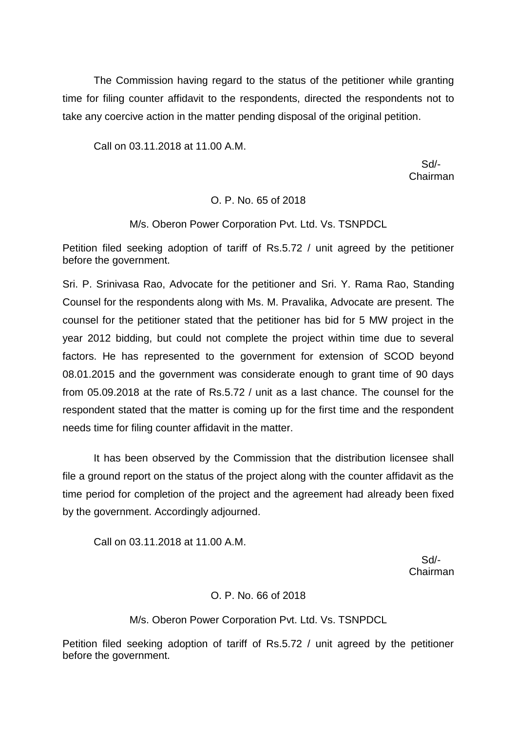The Commission having regard to the status of the petitioner while granting time for filing counter affidavit to the respondents, directed the respondents not to take any coercive action in the matter pending disposal of the original petition.

Call on 03.11.2018 at 11.00 A.M.

Sd/-
Chairman

O. P. No. 65 of 2018

M/s. Oberon Power Corporation Pvt. Ltd. Vs. TSNPDCL

Petition filed seeking adoption of tariff of Rs.5.72 / unit agreed by the petitioner before the government.

Sri. P. Srinivasa Rao, Advocate for the petitioner and Sri. Y. Rama Rao, Standing Counsel for the respondents along with Ms. M. Pravalika, Advocate are present. The counsel for the petitioner stated that the petitioner has bid for 5 MW project in the year 2012 bidding, but could not complete the project within time due to several factors. He has represented to the government for extension of SCOD beyond 08.01.2015 and the government was considerate enough to grant time of 90 days from 05.09.2018 at the rate of Rs.5.72 / unit as a last chance. The counsel for the respondent stated that the matter is coming up for the first time and the respondent needs time for filing counter affidavit in the matter.

It has been observed by the Commission that the distribution licensee shall file a ground report on the status of the project along with the counter affidavit as the time period for completion of the project and the agreement had already been fixed by the government. Accordingly adjourned.

Call on 03.11.2018 at 11.00 A.M.

Sd/-
Chairman

O. P. No. 66 of 2018

M/s. Oberon Power Corporation Pvt. Ltd. Vs. TSNPDCL

Petition filed seeking adoption of tariff of Rs.5.72 / unit agreed by the petitioner before the government.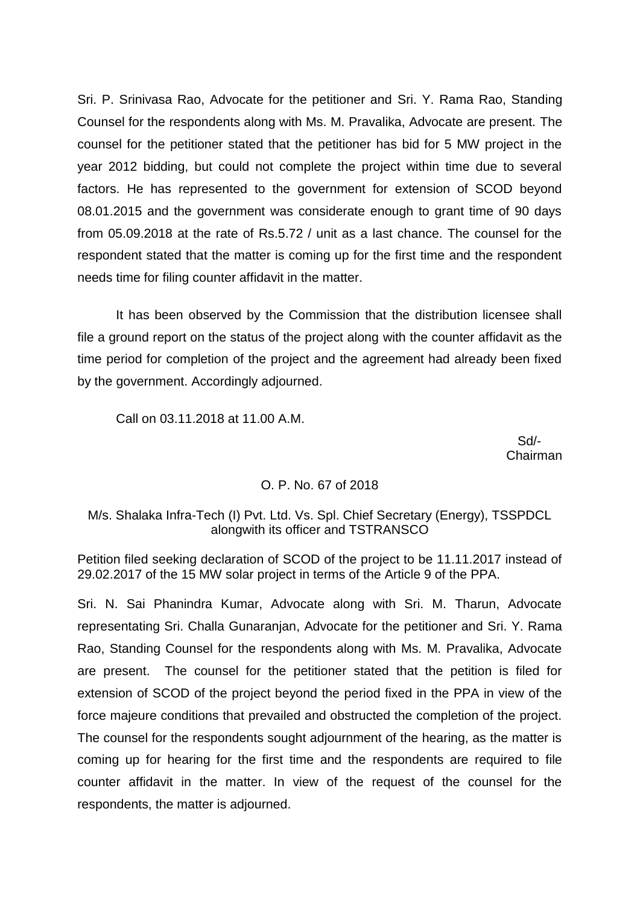Sri. P. Srinivasa Rao, Advocate for the petitioner and Sri. Y. Rama Rao, Standing Counsel for the respondents along with Ms. M. Pravalika, Advocate are present. The counsel for the petitioner stated that the petitioner has bid for 5 MW project in the year 2012 bidding, but could not complete the project within time due to several factors. He has represented to the government for extension of SCOD beyond 08.01.2015 and the government was considerate enough to grant time of 90 days from 05.09.2018 at the rate of Rs.5.72 / unit as a last chance. The counsel for the respondent stated that the matter is coming up for the first time and the respondent needs time for filing counter affidavit in the matter.

It has been observed by the Commission that the distribution licensee shall file a ground report on the status of the project along with the counter affidavit as the time period for completion of the project and the agreement had already been fixed by the government. Accordingly adjourned.

Call on 03.11.2018 at 11.00 A.M.

Sd/-
Chairman

O. P. No. 67 of 2018

M/s. Shalaka Infra-Tech (I) Pvt. Ltd. Vs. Spl. Chief Secretary (Energy), TSSPDCL alongwith its officer and TSTRANSCO

Petition filed seeking declaration of SCOD of the project to be 11.11.2017 instead of 29.02.2017 of the 15 MW solar project in terms of the Article 9 of the PPA.

Sri. N. Sai Phanindra Kumar, Advocate along with Sri. M. Tharun, Advocate representating Sri. Challa Gunaranjan, Advocate for the petitioner and Sri. Y. Rama Rao, Standing Counsel for the respondents along with Ms. M. Pravalika, Advocate are present. The counsel for the petitioner stated that the petition is filed for extension of SCOD of the project beyond the period fixed in the PPA in view of the force majeure conditions that prevailed and obstructed the completion of the project. The counsel for the respondents sought adjournment of the hearing, as the matter is coming up for hearing for the first time and the respondents are required to file counter affidavit in the matter. In view of the request of the counsel for the respondents, the matter is adjourned.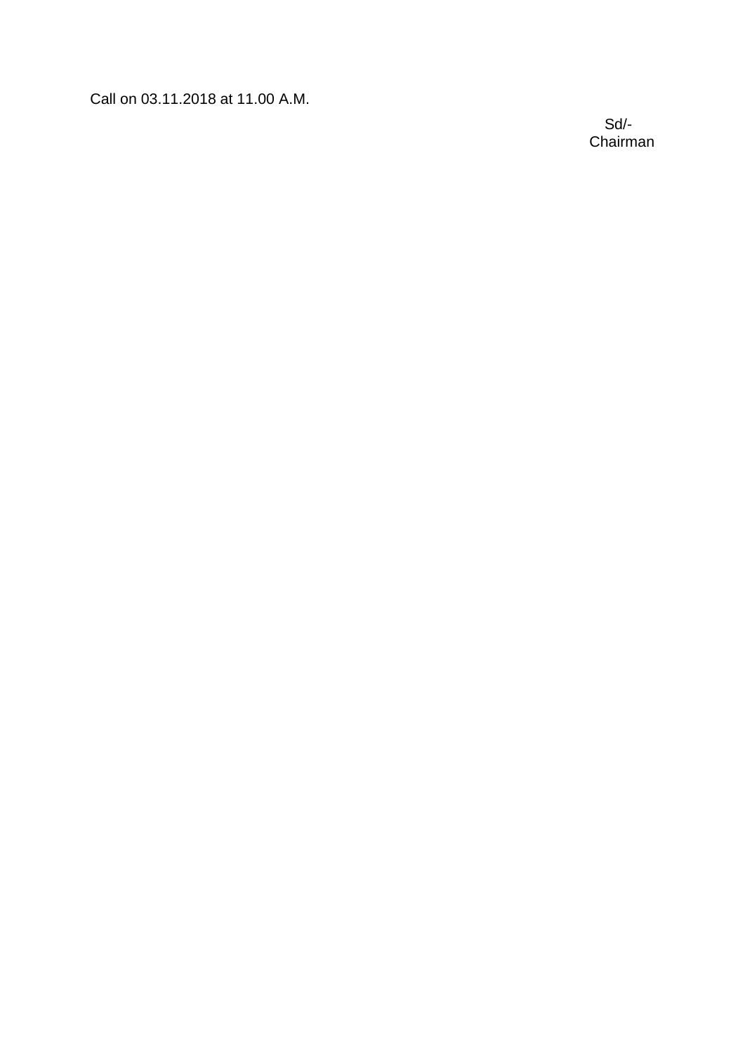Call on 03.11.2018 at 11.00 A.M.

Sd/-
Chairman